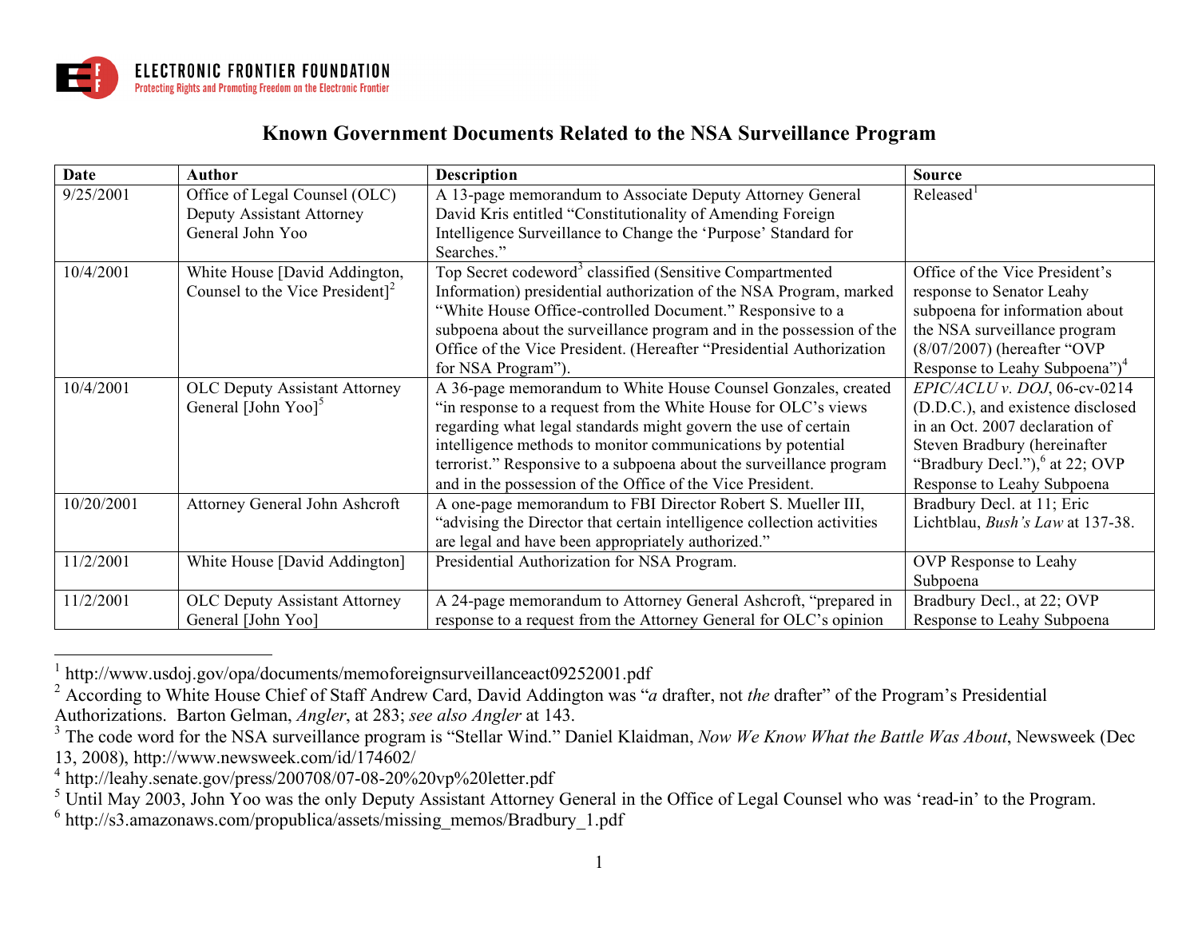ELECTRONIC FRONTIER FOUNDATION
Protecting Rights and Promoting Freedom on the Electronic Frontier

# Known Government Documents Related to the NSA Surveillance Program

| Date | Author | Description | Source |
|---|---|---|---|
| 9/25/2001 | Office of Legal Counsel (OLC) Deputy Assistant Attorney General John Yoo | A 13-page memorandum to Associate Deputy Attorney General David Kris entitled "Constitutionality of Amending Foreign Intelligence Surveillance to Change the 'Purpose' Standard for Searches." | Released[1] |
| 10/4/2001 | White House [David Addington, Counsel to the Vice President][2] | Top Secret codeword[3] classified (Sensitive Compartmented Information) presidential authorization of the NSA Program, marked "White House Office-controlled Document." Responsive to a subpoena about the surveillance program and in the possession of the Office of the Vice President. (Hereafter "Presidential Authorization for NSA Program"). | Office of the Vice President's response to Senator Leahy subpoena for information about the NSA surveillance program (8/07/2007) (hereafter "OVP Response to Leahy Subpoena")[4] |
| 10/4/2001 | OLC Deputy Assistant Attorney General [John Yoo][5] | A 36-page memorandum to White House Counsel Gonzales, created "in response to a request from the White House for OLC's views regarding what legal standards might govern the use of certain intelligence methods to monitor communications by potential terrorist." Responsive to a subpoena about the surveillance program and in the possession of the Office of the Vice President. | *EPIC/ACLU v. DOJ*, 06-cv-0214 (D.D.C.), and existence disclosed in an Oct. 2007 declaration of Steven Bradbury (hereinafter "Bradbury Decl."),[6] at 22; OVP Response to Leahy Subpoena |
| 10/20/2001 | Attorney General John Ashcroft | A one-page memorandum to FBI Director Robert S. Mueller III, "advising the Director that certain intelligence collection activities are legal and have been appropriately authorized." | Bradbury Decl. at 11; Eric Lichtblau, *Bush's Law* at 137-38. |
| 11/2/2001 | White House [David Addington] | Presidential Authorization for NSA Program. | OVP Response to Leahy Subpoena |
| 11/2/2001 | OLC Deputy Assistant Attorney General [John Yoo] | A 24-page memorandum to Attorney General Ashcroft, "prepared in response to a request from the Attorney General for OLC's opinion | Bradbury Decl., at 22; OVP Response to Leahy Subpoena |

[1] http://www.usdoj.gov/opa/documents/memoforeignsurveillanceact09252001.pdf

[2] According to White House Chief of Staff Andrew Card, David Addington was "*a* drafter, not *the* drafter" of the Program's Presidential Authorizations. Barton Gelman, *Angler*, at 283; *see also Angler* at 143.

[3] The code word for the NSA surveillance program is "Stellar Wind." Daniel Klaidman, *Now We Know What the Battle Was About*, Newsweek (Dec 13, 2008), http://www.newsweek.com/id/174602/

[4] http://leahy.senate.gov/press/200708/07-08-20%20vp%20letter.pdf

[5] Until May 2003, John Yoo was the only Deputy Assistant Attorney General in the Office of Legal Counsel who was 'read-in' to the Program.

[6] http://s3.amazonaws.com/propublica/assets/missing_memos/Bradbury_1.pdf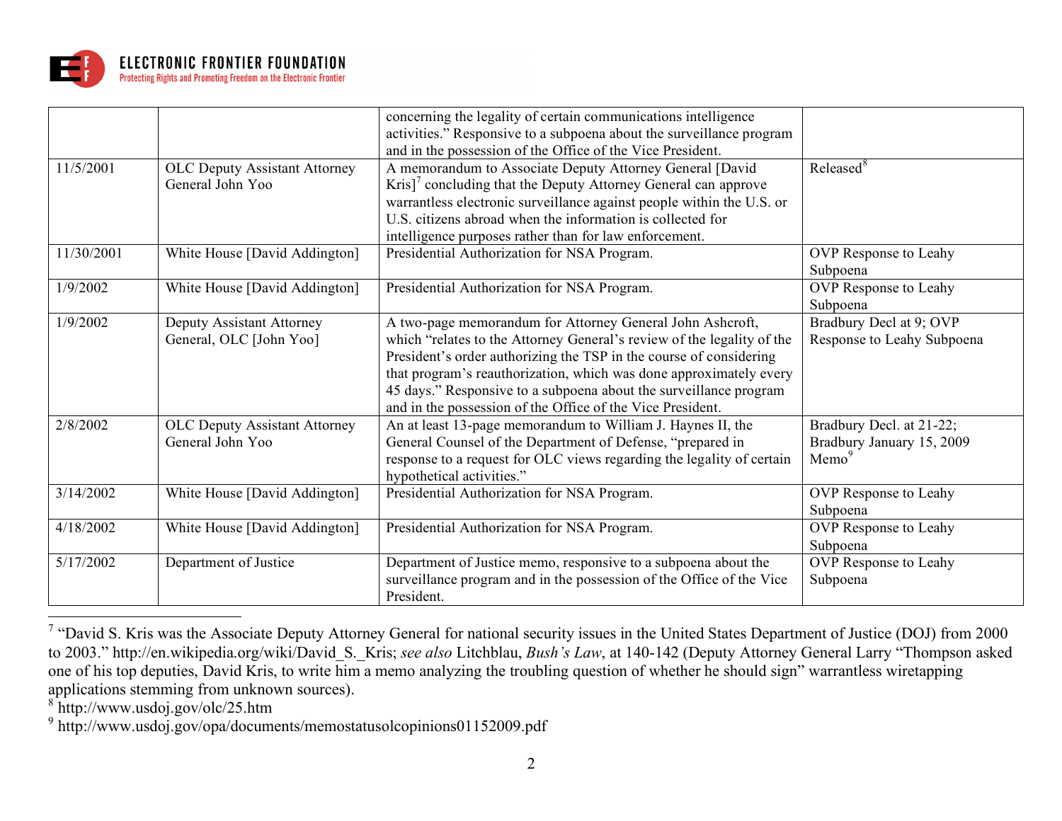| | | | |
|---|---|---|---|
| | | concerning the legality of certain communications intelligence activities." Responsive to a subpoena about the surveillance program and in the possession of the Office of the Vice President. | |
| 11/5/2001 | OLC Deputy Assistant Attorney General John Yoo | A memorandum to Associate Deputy Attorney General [David Kris][7] concluding that the Deputy Attorney General can approve warrantless electronic surveillance against people within the U.S. or U.S. citizens abroad when the information is collected for intelligence purposes rather than for law enforcement. | Released[8] |
| 11/30/2001 | White House [David Addington] | Presidential Authorization for NSA Program. | OVP Response to Leahy Subpoena |
| 1/9/2002 | White House [David Addington] | Presidential Authorization for NSA Program. | OVP Response to Leahy Subpoena |
| 1/9/2002 | Deputy Assistant Attorney General, OLC [John Yoo] | A two-page memorandum for Attorney General John Ashcroft, which "relates to the Attorney General's review of the legality of the President's order authorizing the TSP in the course of considering that program's reauthorization, which was done approximately every 45 days." Responsive to a subpoena about the surveillance program and in the possession of the Office of the Vice President. | Bradbury Decl at 9; OVP Response to Leahy Subpoena |
| 2/8/2002 | OLC Deputy Assistant Attorney General John Yoo | An at least 13-page memorandum to William J. Haynes II, the General Counsel of the Department of Defense, "prepared in response to a request for OLC views regarding the legality of certain hypothetical activities." | Bradbury Decl. at 21-22; Bradbury January 15, 2009 Memo[9] |
| 3/14/2002 | White House [David Addington] | Presidential Authorization for NSA Program. | OVP Response to Leahy Subpoena |
| 4/18/2002 | White House [David Addington] | Presidential Authorization for NSA Program. | OVP Response to Leahy Subpoena |
| 5/17/2002 | Department of Justice | Department of Justice memo, responsive to a subpoena about the surveillance program and in the possession of the Office of the Vice President. | OVP Response to Leahy Subpoena |

[7] "David S. Kris was the Associate Deputy Attorney General for national security issues in the United States Department of Justice (DOJ) from 2000 to 2003." http://en.wikipedia.org/wiki/David_S._Kris; *see also* Litchblau, *Bush's Law*, at 140-142 (Deputy Attorney General Larry "Thompson asked one of his top deputies, David Kris, to write him a memo analyzing the troubling question of whether he should sign" warrantless wiretapping applications stemming from unknown sources).

[8] http://www.usdoj.gov/olc/25.htm

[9] http://www.usdoj.gov/opa/documents/memostatusolcopinions01152009.pdf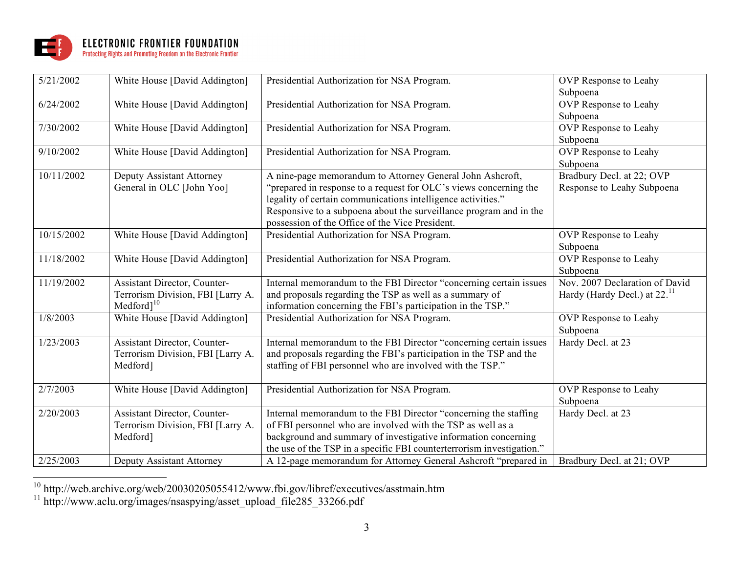| 5/21/2002 | White House [David Addington] | Presidential Authorization for NSA Program. | OVP Response to Leahy Subpoena |
|---|---|---|---|
| 6/24/2002 | White House [David Addington] | Presidential Authorization for NSA Program. | OVP Response to Leahy Subpoena |
| 7/30/2002 | White House [David Addington] | Presidential Authorization for NSA Program. | OVP Response to Leahy Subpoena |
| 9/10/2002 | White House [David Addington] | Presidential Authorization for NSA Program. | OVP Response to Leahy Subpoena |
| 10/11/2002 | Deputy Assistant Attorney General in OLC [John Yoo] | A nine-page memorandum to Attorney General John Ashcroft, "prepared in response to a request for OLC's views concerning the legality of certain communications intelligence activities." Responsive to a subpoena about the surveillance program and in the possession of the Office of the Vice President. | Bradbury Decl. at 22; OVP Response to Leahy Subpoena |
| 10/15/2002 | White House [David Addington] | Presidential Authorization for NSA Program. | OVP Response to Leahy Subpoena |
| 11/18/2002 | White House [David Addington] | Presidential Authorization for NSA Program. | OVP Response to Leahy Subpoena |
| 11/19/2002 | Assistant Director, Counter-Terrorism Division, FBI [Larry A. Medford][10] | Internal memorandum to the FBI Director "concerning certain issues and proposals regarding the TSP as well as a summary of information concerning the FBI's participation in the TSP." | Nov. 2007 Declaration of David Hardy (Hardy Decl.) at 22.[11] |
| 1/8/2003 | White House [David Addington] | Presidential Authorization for NSA Program. | OVP Response to Leahy Subpoena |
| 1/23/2003 | Assistant Director, Counter-Terrorism Division, FBI [Larry A. Medford] | Internal memorandum to the FBI Director "concerning certain issues and proposals regarding the FBI's participation in the TSP and the staffing of FBI personnel who are involved with the TSP." | Hardy Decl. at 23 |
| 2/7/2003 | White House [David Addington] | Presidential Authorization for NSA Program. | OVP Response to Leahy Subpoena |
| 2/20/2003 | Assistant Director, Counter-Terrorism Division, FBI [Larry A. Medford] | Internal memorandum to the FBI Director "concerning the staffing of FBI personnel who are involved with the TSP as well as a background and summary of investigative information concerning the use of the TSP in a specific FBI counterterrorism investigation." | Hardy Decl. at 23 |
| 2/25/2003 | Deputy Assistant Attorney | A 12-page memorandum for Attorney General Ashcroft "prepared in | Bradbury Decl. at 21; OVP |

[10] http://web.archive.org/web/20030205055412/www.fbi.gov/libref/executives/asstmain.htm

[11] http://www.aclu.org/images/nsaspying/asset_upload_file285_33266.pdf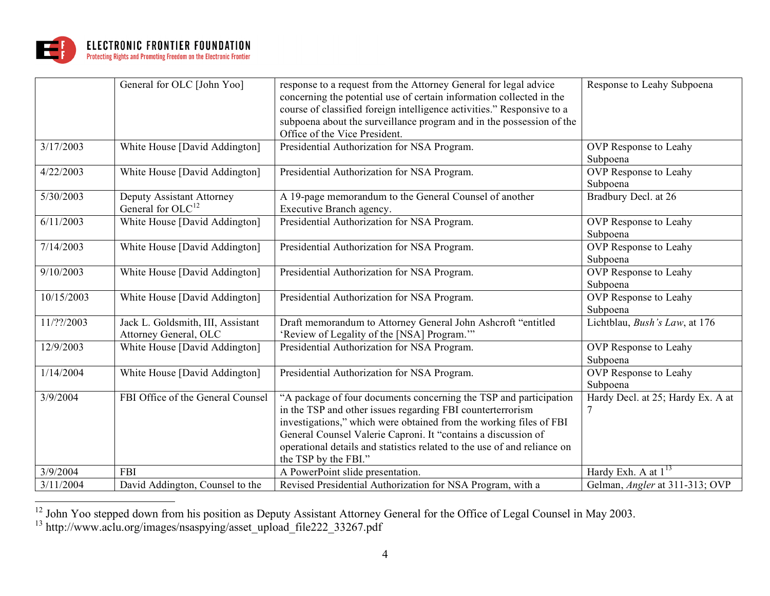| | | | |
|---|---|---|---|
| | General for OLC [John Yoo] | response to a request from the Attorney General for legal advice concerning the potential use of certain information collected in the course of classified foreign intelligence activities." Responsive to a subpoena about the surveillance program and in the possession of the Office of the Vice President. | Response to Leahy Subpoena |
| 3/17/2003 | White House [David Addington] | Presidential Authorization for NSA Program. | OVP Response to Leahy Subpoena |
| 4/22/2003 | White House [David Addington] | Presidential Authorization for NSA Program. | OVP Response to Leahy Subpoena |
| 5/30/2003 | Deputy Assistant Attorney General for OLC[12] | A 19-page memorandum to the General Counsel of another Executive Branch agency. | Bradbury Decl. at 26 |
| 6/11/2003 | White House [David Addington] | Presidential Authorization for NSA Program. | OVP Response to Leahy Subpoena |
| 7/14/2003 | White House [David Addington] | Presidential Authorization for NSA Program. | OVP Response to Leahy Subpoena |
| 9/10/2003 | White House [David Addington] | Presidential Authorization for NSA Program. | OVP Response to Leahy Subpoena |
| 10/15/2003 | White House [David Addington] | Presidential Authorization for NSA Program. | OVP Response to Leahy Subpoena |
| 11/??/2003 | Jack L. Goldsmith, III, Assistant Attorney General, OLC | Draft memorandum to Attorney General John Ashcroft "entitled 'Review of Legality of the [NSA] Program.'" | Lichtblau, *Bush's Law*, at 176 |
| 12/9/2003 | White House [David Addington] | Presidential Authorization for NSA Program. | OVP Response to Leahy Subpoena |
| 1/14/2004 | White House [David Addington] | Presidential Authorization for NSA Program. | OVP Response to Leahy Subpoena |
| 3/9/2004 | FBI Office of the General Counsel | "A package of four documents concerning the TSP and participation in the TSP and other issues regarding FBI counterterrorism investigations," which were obtained from the working files of FBI General Counsel Valerie Caproni. It "contains a discussion of operational details and statistics related to the use of and reliance on the TSP by the FBI." | Hardy Decl. at 25; Hardy Ex. A at 7 |
| 3/9/2004 | FBI | A PowerPoint slide presentation. | Hardy Exh. A at 1[13] |
| 3/11/2004 | David Addington, Counsel to the | Revised Presidential Authorization for NSA Program, with a | Gelman, *Angler* at 311-313; OVP |

[12] John Yoo stepped down from his position as Deputy Assistant Attorney General for the Office of Legal Counsel in May 2003.

[13] http://www.aclu.org/images/nsaspying/asset_upload_file222_33267.pdf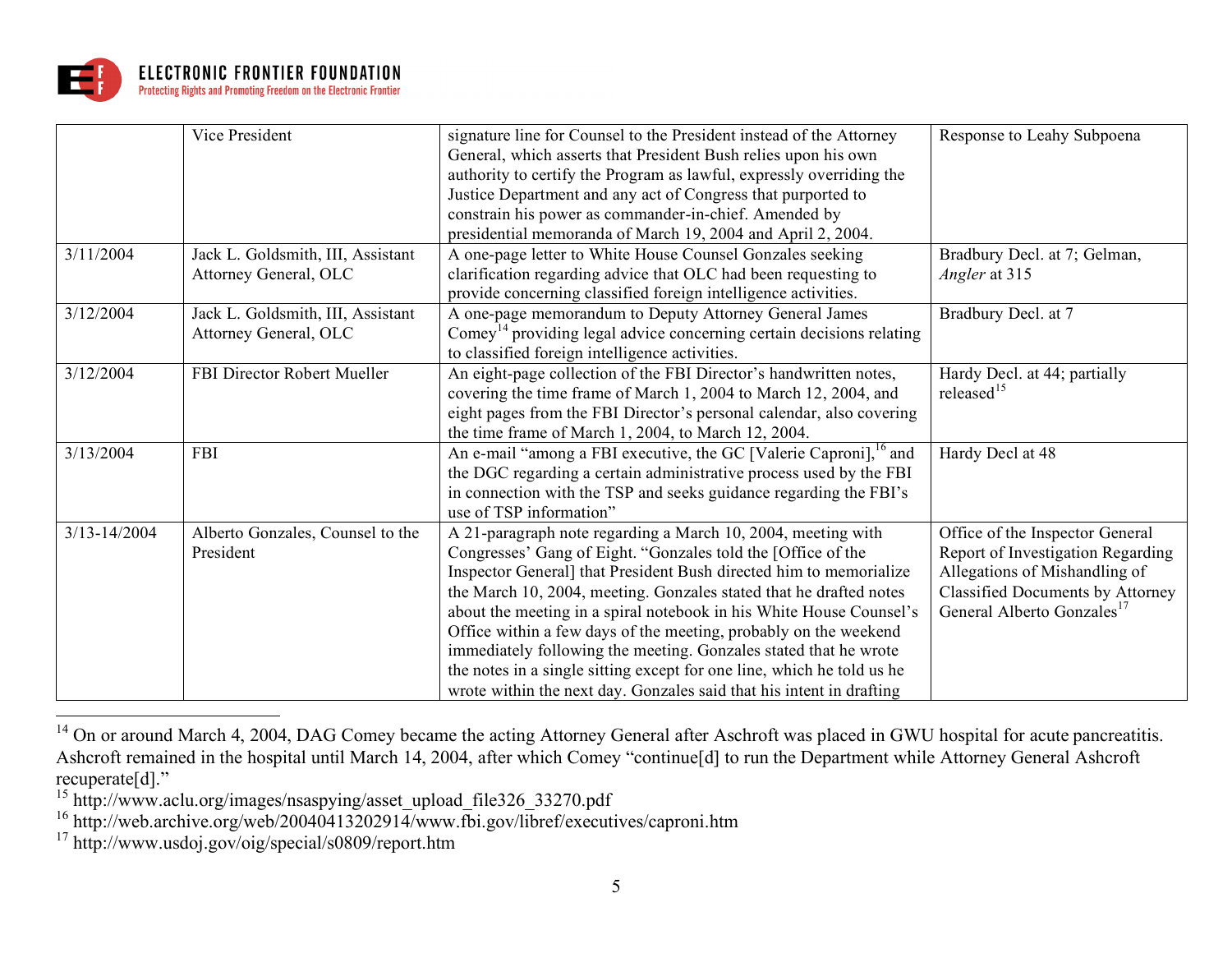| | | | |
|---|---|---|---|
| | Vice President | signature line for Counsel to the President instead of the Attorney General, which asserts that President Bush relies upon his own authority to certify the Program as lawful, expressly overriding the Justice Department and any act of Congress that purported to constrain his power as commander-in-chief. Amended by presidential memoranda of March 19, 2004 and April 2, 2004. | Response to Leahy Subpoena |
| 3/11/2004 | Jack L. Goldsmith, III, Assistant Attorney General, OLC | A one-page letter to White House Counsel Gonzales seeking clarification regarding advice that OLC had been requesting to provide concerning classified foreign intelligence activities. | Bradbury Decl. at 7; Gelman, *Angler* at 315 |
| 3/12/2004 | Jack L. Goldsmith, III, Assistant Attorney General, OLC | A one-page memorandum to Deputy Attorney General James Comey[14] providing legal advice concerning certain decisions relating to classified foreign intelligence activities. | Bradbury Decl. at 7 |
| 3/12/2004 | FBI Director Robert Mueller | An eight-page collection of the FBI Director's handwritten notes, covering the time frame of March 1, 2004 to March 12, 2004, and eight pages from the FBI Director's personal calendar, also covering the time frame of March 1, 2004, to March 12, 2004. | Hardy Decl. at 44; partially released[15] |
| 3/13/2004 | FBI | An e-mail "among a FBI executive, the GC [Valerie Caproni],[16] and the DGC regarding a certain administrative process used by the FBI in connection with the TSP and seeks guidance regarding the FBI's use of TSP information" | Hardy Decl at 48 |
| 3/13-14/2004 | Alberto Gonzales, Counsel to the President | A 21-paragraph note regarding a March 10, 2004, meeting with Congresses' Gang of Eight. "Gonzales told the [Office of the Inspector General] that President Bush directed him to memorialize the March 10, 2004, meeting. Gonzales stated that he drafted notes about the meeting in a spiral notebook in his White House Counsel's Office within a few days of the meeting, probably on the weekend immediately following the meeting. Gonzales stated that he wrote the notes in a single sitting except for one line, which he told us he wrote within the next day. Gonzales said that his intent in drafting | Office of the Inspector General Report of Investigation Regarding Allegations of Mishandling of Classified Documents by Attorney General Alberto Gonzales[17] |

[14] On or around March 4, 2004, DAG Comey became the acting Attorney General after Aschroft was placed in GWU hospital for acute pancreatitis. Ashcroft remained in the hospital until March 14, 2004, after which Comey "continue[d] to run the Department while Attorney General Ashcroft recuperate[d]."

[15] http://www.aclu.org/images/nsaspying/asset_upload_file326_33270.pdf

[16] http://web.archive.org/web/20040413202914/www.fbi.gov/libref/executives/caproni.htm

[17] http://www.usdoj.gov/oig/special/s0809/report.htm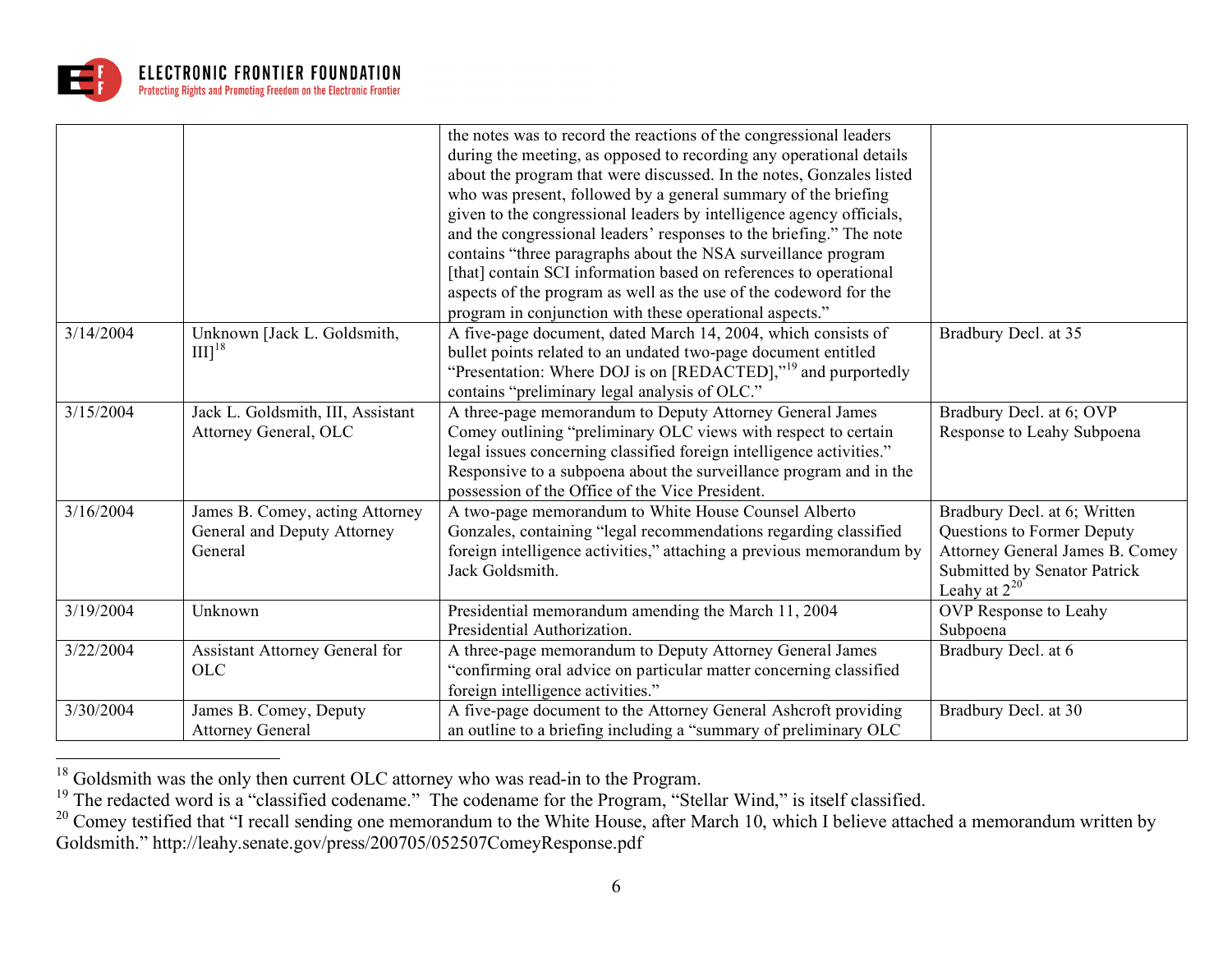| | | | |
|---|---|---|---|
| | | the notes was to record the reactions of the congressional leaders during the meeting, as opposed to recording any operational details about the program that were discussed. In the notes, Gonzales listed who was present, followed by a general summary of the briefing given to the congressional leaders by intelligence agency officials, and the congressional leaders' responses to the briefing." The note contains "three paragraphs about the NSA surveillance program [that] contain SCI information based on references to operational aspects of the program as well as the use of the codeword for the program in conjunction with these operational aspects." | |
| 3/14/2004 | Unknown [Jack L. Goldsmith, III][18] | A five-page document, dated March 14, 2004, which consists of bullet points related to an undated two-page document entitled "Presentation: Where DOJ is on [REDACTED],"[19] and purportedly contains "preliminary legal analysis of OLC." | Bradbury Decl. at 35 |
| 3/15/2004 | Jack L. Goldsmith, III, Assistant Attorney General, OLC | A three-page memorandum to Deputy Attorney General James Comey outlining "preliminary OLC views with respect to certain legal issues concerning classified foreign intelligence activities." Responsive to a subpoena about the surveillance program and in the possession of the Office of the Vice President. | Bradbury Decl. at 6; OVP Response to Leahy Subpoena |
| 3/16/2004 | James B. Comey, acting Attorney General and Deputy Attorney General | A two-page memorandum to White House Counsel Alberto Gonzales, containing "legal recommendations regarding classified foreign intelligence activities," attaching a previous memorandum by Jack Goldsmith. | Bradbury Decl. at 6; Written Questions to Former Deputy Attorney General James B. Comey Submitted by Senator Patrick Leahy at 2[20] |
| 3/19/2004 | Unknown | Presidential memorandum amending the March 11, 2004 Presidential Authorization. | OVP Response to Leahy Subpoena |
| 3/22/2004 | Assistant Attorney General for OLC | A three-page memorandum to Deputy Attorney General James "confirming oral advice on particular matter concerning classified foreign intelligence activities." | Bradbury Decl. at 6 |
| 3/30/2004 | James B. Comey, Deputy Attorney General | A five-page document to the Attorney General Ashcroft providing an outline to a briefing including a "summary of preliminary OLC | Bradbury Decl. at 30 |

[18] Goldsmith was the only then current OLC attorney who was read-in to the Program.

[19] The redacted word is a "classified codename." The codename for the Program, "Stellar Wind," is itself classified.

[20] Comey testified that "I recall sending one memorandum to the White House, after March 10, which I believe attached a memorandum written by Goldsmith." http://leahy.senate.gov/press/200705/052507ComeyResponse.pdf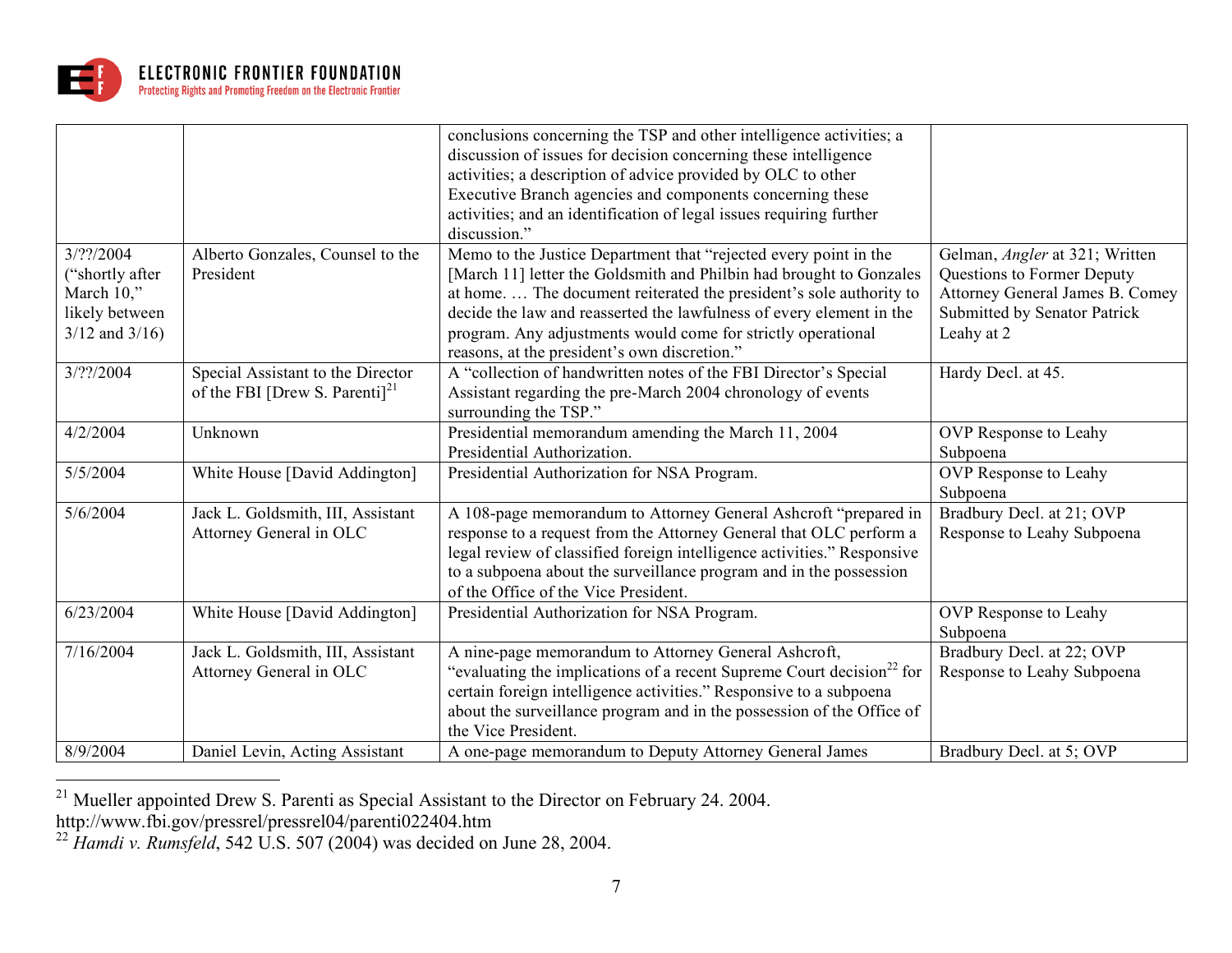| | | | |
|---|---|---|---|
| | | conclusions concerning the TSP and other intelligence activities; a discussion of issues for decision concerning these intelligence activities; a description of advice provided by OLC to other Executive Branch agencies and components concerning these activities; and an identification of legal issues requiring further discussion." | |
| 3/??/2004 ("shortly after March 10," likely between 3/12 and 3/16) | Alberto Gonzales, Counsel to the President | Memo to the Justice Department that "rejected every point in the [March 11] letter the Goldsmith and Philbin had brought to Gonzales at home. … The document reiterated the president's sole authority to decide the law and reasserted the lawfulness of every element in the program. Any adjustments would come for strictly operational reasons, at the president's own discretion." | Gelman, *Angler* at 321; Written Questions to Former Deputy Attorney General James B. Comey Submitted by Senator Patrick Leahy at 2 |
| 3/??/2004 | Special Assistant to the Director of the FBI [Drew S. Parenti][21] | A "collection of handwritten notes of the FBI Director's Special Assistant regarding the pre-March 2004 chronology of events surrounding the TSP." | Hardy Decl. at 45. |
| 4/2/2004 | Unknown | Presidential memorandum amending the March 11, 2004 Presidential Authorization. | OVP Response to Leahy Subpoena |
| 5/5/2004 | White House [David Addington] | Presidential Authorization for NSA Program. | OVP Response to Leahy Subpoena |
| 5/6/2004 | Jack L. Goldsmith, III, Assistant Attorney General in OLC | A 108-page memorandum to Attorney General Ashcroft "prepared in response to a request from the Attorney General that OLC perform a legal review of classified foreign intelligence activities." Responsive to a subpoena about the surveillance program and in the possession of the Office of the Vice President. | Bradbury Decl. at 21; OVP Response to Leahy Subpoena |
| 6/23/2004 | White House [David Addington] | Presidential Authorization for NSA Program. | OVP Response to Leahy Subpoena |
| 7/16/2004 | Jack L. Goldsmith, III, Assistant Attorney General in OLC | A nine-page memorandum to Attorney General Ashcroft, "evaluating the implications of a recent Supreme Court decision[22] for certain foreign intelligence activities." Responsive to a subpoena about the surveillance program and in the possession of the Office of the Vice President. | Bradbury Decl. at 22; OVP Response to Leahy Subpoena |
| 8/9/2004 | Daniel Levin, Acting Assistant | A one-page memorandum to Deputy Attorney General James | Bradbury Decl. at 5; OVP |

[21] Mueller appointed Drew S. Parenti as Special Assistant to the Director on February 24. 2004. http://www.fbi.gov/pressrel/pressrel04/parenti022404.htm

[22] *Hamdi v. Rumsfeld*, 542 U.S. 507 (2004) was decided on June 28, 2004.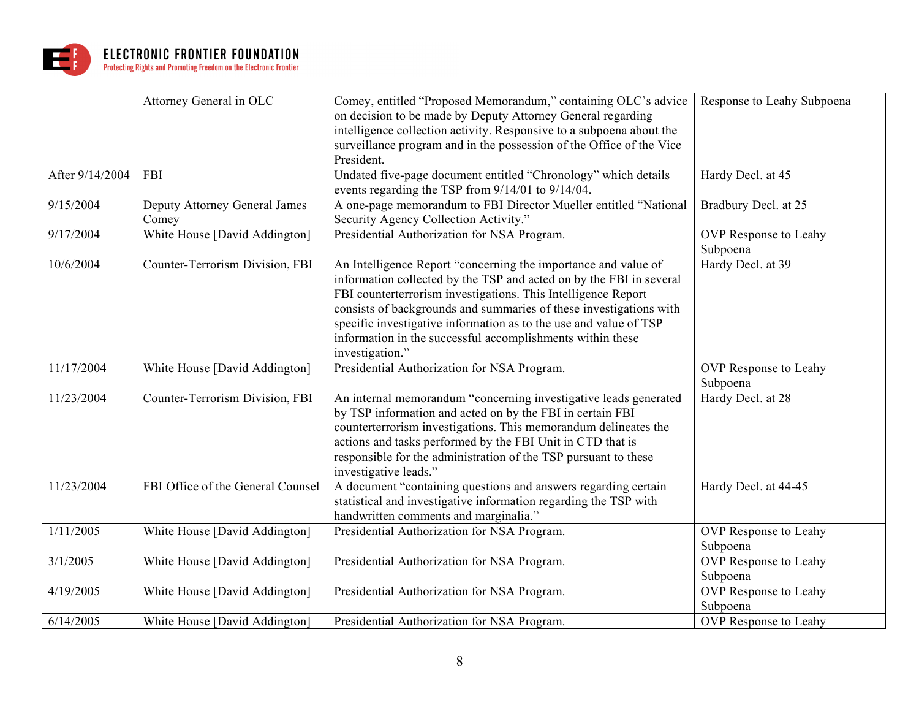| | | | |
|---|---|---|---|
| | Attorney General in OLC | Comey, entitled "Proposed Memorandum," containing OLC's advice on decision to be made by Deputy Attorney General regarding intelligence collection activity. Responsive to a subpoena about the surveillance program and in the possession of the Office of the Vice President. | Response to Leahy Subpoena |
| After 9/14/2004 | FBI | Undated five-page document entitled "Chronology" which details events regarding the TSP from 9/14/01 to 9/14/04. | Hardy Decl. at 45 |
| 9/15/2004 | Deputy Attorney General James Comey | A one-page memorandum to FBI Director Mueller entitled "National Security Agency Collection Activity." | Bradbury Decl. at 25 |
| 9/17/2004 | White House [David Addington] | Presidential Authorization for NSA Program. | OVP Response to Leahy Subpoena |
| 10/6/2004 | Counter-Terrorism Division, FBI | An Intelligence Report "concerning the importance and value of information collected by the TSP and acted on by the FBI in several FBI counterterrorism investigations. This Intelligence Report consists of backgrounds and summaries of these investigations with specific investigative information as to the use and value of TSP information in the successful accomplishments within these investigation." | Hardy Decl. at 39 |
| 11/17/2004 | White House [David Addington] | Presidential Authorization for NSA Program. | OVP Response to Leahy Subpoena |
| 11/23/2004 | Counter-Terrorism Division, FBI | An internal memorandum "concerning investigative leads generated by TSP information and acted on by the FBI in certain FBI counterterrorism investigations. This memorandum delineates the actions and tasks performed by the FBI Unit in CTD that is responsible for the administration of the TSP pursuant to these investigative leads." | Hardy Decl. at 28 |
| 11/23/2004 | FBI Office of the General Counsel | A document "containing questions and answers regarding certain statistical and investigative information regarding the TSP with handwritten comments and marginalia." | Hardy Decl. at 44-45 |
| 1/11/2005 | White House [David Addington] | Presidential Authorization for NSA Program. | OVP Response to Leahy Subpoena |
| 3/1/2005 | White House [David Addington] | Presidential Authorization for NSA Program. | OVP Response to Leahy Subpoena |
| 4/19/2005 | White House [David Addington] | Presidential Authorization for NSA Program. | OVP Response to Leahy Subpoena |
| 6/14/2005 | White House [David Addington] | Presidential Authorization for NSA Program. | OVP Response to Leahy |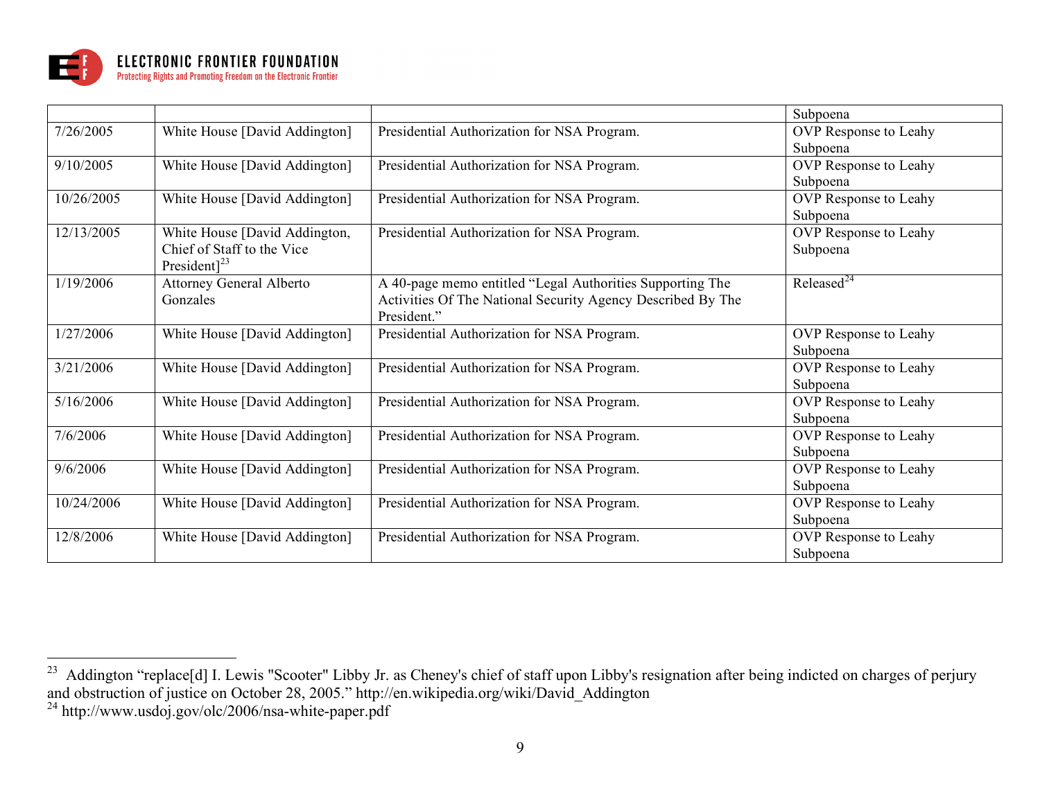| | | | |
|---|---|---|---|
| | | | Subpoena |
| 7/26/2005 | White House [David Addington] | Presidential Authorization for NSA Program. | OVP Response to Leahy Subpoena |
| 9/10/2005 | White House [David Addington] | Presidential Authorization for NSA Program. | OVP Response to Leahy Subpoena |
| 10/26/2005 | White House [David Addington] | Presidential Authorization for NSA Program. | OVP Response to Leahy Subpoena |
| 12/13/2005 | White House [David Addington, Chief of Staff to the Vice President][23] | Presidential Authorization for NSA Program. | OVP Response to Leahy Subpoena |
| 1/19/2006 | Attorney General Alberto Gonzales | A 40-page memo entitled "Legal Authorities Supporting The Activities Of The National Security Agency Described By The President." | Released[24] |
| 1/27/2006 | White House [David Addington] | Presidential Authorization for NSA Program. | OVP Response to Leahy Subpoena |
| 3/21/2006 | White House [David Addington] | Presidential Authorization for NSA Program. | OVP Response to Leahy Subpoena |
| 5/16/2006 | White House [David Addington] | Presidential Authorization for NSA Program. | OVP Response to Leahy Subpoena |
| 7/6/2006 | White House [David Addington] | Presidential Authorization for NSA Program. | OVP Response to Leahy Subpoena |
| 9/6/2006 | White House [David Addington] | Presidential Authorization for NSA Program. | OVP Response to Leahy Subpoena |
| 10/24/2006 | White House [David Addington] | Presidential Authorization for NSA Program. | OVP Response to Leahy Subpoena |
| 12/8/2006 | White House [David Addington] | Presidential Authorization for NSA Program. | OVP Response to Leahy Subpoena |

[23] Addington "replace[d] I. Lewis "Scooter" Libby Jr. as Cheney's chief of staff upon Libby's resignation after being indicted on charges of perjury and obstruction of justice on October 28, 2005." http://en.wikipedia.org/wiki/David_Addington

[24] http://www.usdoj.gov/olc/2006/nsa-white-paper.pdf